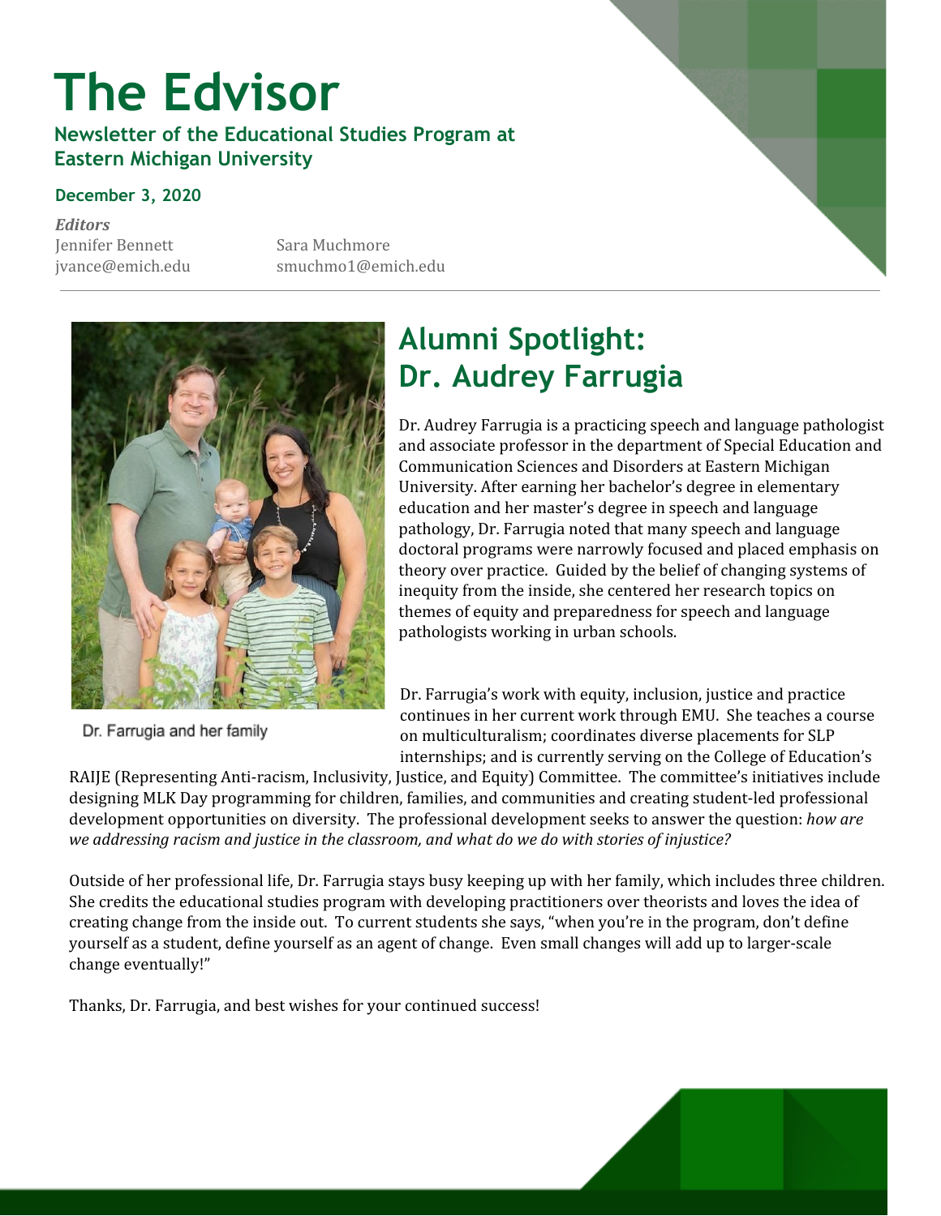# The Edvisor

**Newsletter of the Educational Studies Program at Eastern Michigan University**

**December 3, 2020**

***Editors***

Jennifer Bennett
jvance@emich.edu

Sara Muchmore
smuchmo1@emich.edu

Dr. Farrugia and her family

## Alumni Spotlight: Dr. Audrey Farrugia

Dr. Audrey Farrugia is a practicing speech and language pathologist and associate professor in the department of Special Education and Communication Sciences and Disorders at Eastern Michigan University. After earning her bachelor's degree in elementary education and her master's degree in speech and language pathology, Dr. Farrugia noted that many speech and language doctoral programs were narrowly focused and placed emphasis on theory over practice. Guided by the belief of changing systems of inequity from the inside, she centered her research topics on themes of equity and preparedness for speech and language pathologists working in urban schools.

Dr. Farrugia's work with equity, inclusion, justice and practice continues in her current work through EMU. She teaches a course on multiculturalism; coordinates diverse placements for SLP internships; and is currently serving on the College of Education's RAIJE (Representing Anti-racism, Inclusivity, Justice, and Equity) Committee. The committee's initiatives include designing MLK Day programming for children, families, and communities and creating student-led professional development opportunities on diversity. The professional development seeks to answer the question: *how are we addressing racism and justice in the classroom, and what do we do with stories of injustice?*

Outside of her professional life, Dr. Farrugia stays busy keeping up with her family, which includes three children. She credits the educational studies program with developing practitioners over theorists and loves the idea of creating change from the inside out. To current students she says, "when you're in the program, don't define yourself as a student, define yourself as an agent of change. Even small changes will add up to larger-scale change eventually!"

Thanks, Dr. Farrugia, and best wishes for your continued success!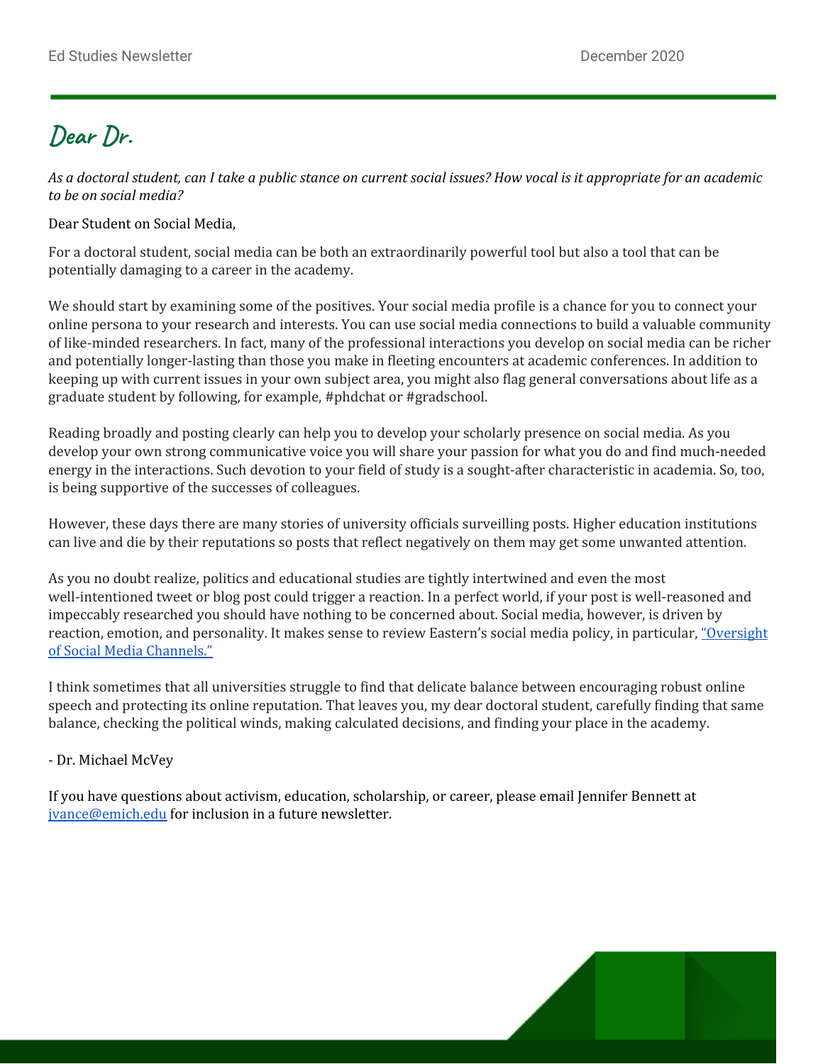# Dear Dr.

*As a doctoral student, can I take a public stance on current social issues? How vocal is it appropriate for an academic to be on social media?*

Dear Student on Social Media,

For a doctoral student, social media can be both an extraordinarily powerful tool but also a tool that can be potentially damaging to a career in the academy.

We should start by examining some of the positives. Your social media profile is a chance for you to connect your online persona to your research and interests. You can use social media connections to build a valuable community of like-minded researchers. In fact, many of the professional interactions you develop on social media can be richer and potentially longer-lasting than those you make in fleeting encounters at academic conferences. In addition to keeping up with current issues in your own subject area, you might also flag general conversations about life as a graduate student by following, for example, #phdchat or #gradschool.

Reading broadly and posting clearly can help you to develop your scholarly presence on social media. As you develop your own strong communicative voice you will share your passion for what you do and find much-needed energy in the interactions. Such devotion to your field of study is a sought-after characteristic in academia. So, too, is being supportive of the successes of colleagues.

However, these days there are many stories of university officials surveilling posts. Higher education institutions can live and die by their reputations so posts that reflect negatively on them may get some unwanted attention.

As you no doubt realize, politics and educational studies are tightly intertwined and even the most well-intentioned tweet or blog post could trigger a reaction. In a perfect world, if your post is well-reasoned and impeccably researched you should have nothing to be concerned about. Social media, however, is driven by reaction, emotion, and personality. It makes sense to review Eastern's social media policy, in particular, "Oversight of Social Media Channels."

I think sometimes that all universities struggle to find that delicate balance between encouraging robust online speech and protecting its online reputation. That leaves you, my dear doctoral student, carefully finding that same balance, checking the political winds, making calculated decisions, and finding your place in the academy.

- Dr. Michael McVey

If you have questions about activism, education, scholarship, or career, please email Jennifer Bennett at jvance@emich.edu for inclusion in a future newsletter.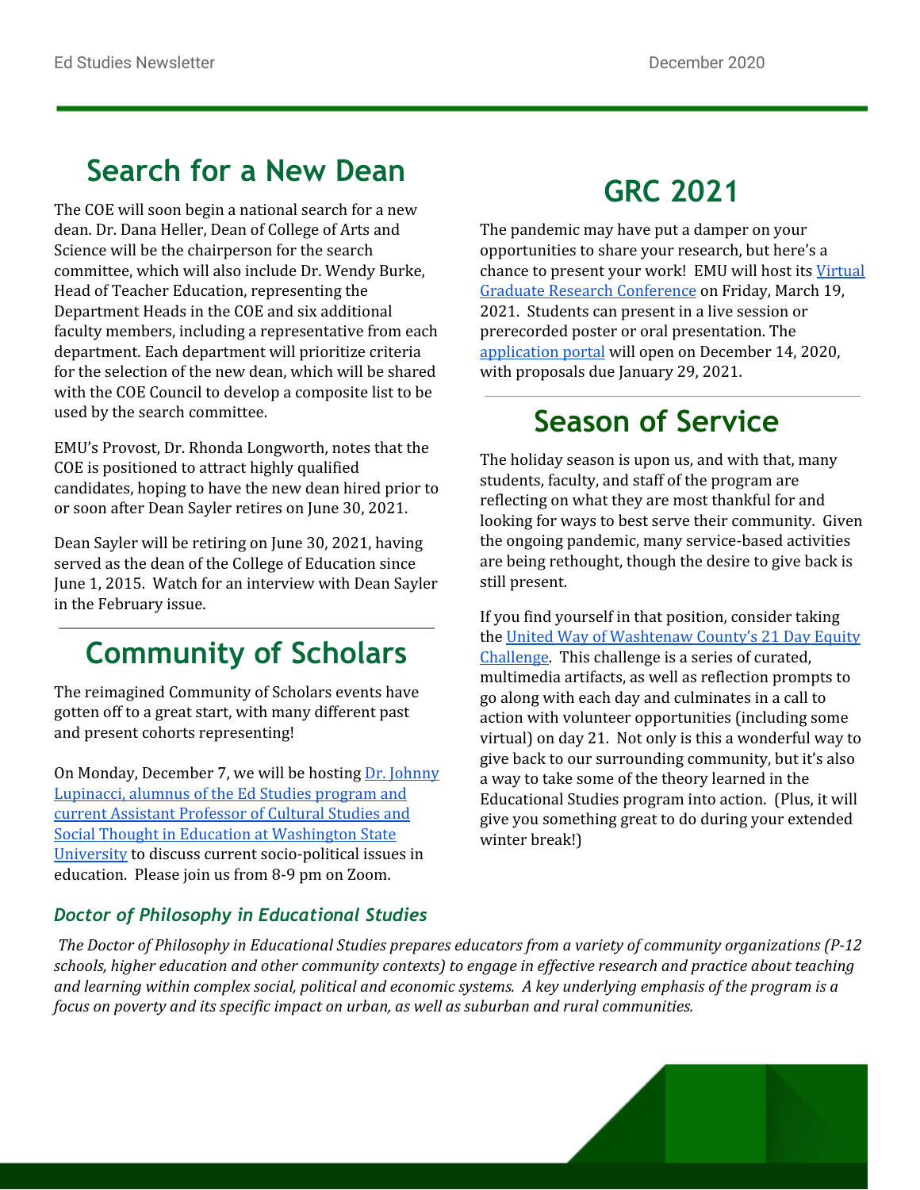## Search for a New Dean

The COE will soon begin a national search for a new dean. Dr. Dana Heller, Dean of College of Arts and Science will be the chairperson for the search committee, which will also include Dr. Wendy Burke, Head of Teacher Education, representing the Department Heads in the COE and six additional faculty members, including a representative from each department. Each department will prioritize criteria for the selection of the new dean, which will be shared with the COE Council to develop a composite list to be used by the search committee.

EMU's Provost, Dr. Rhonda Longworth, notes that the COE is positioned to attract highly qualified candidates, hoping to have the new dean hired prior to or soon after Dean Sayler retires on June 30, 2021.

Dean Sayler will be retiring on June 30, 2021, having served as the dean of the College of Education since June 1, 2015. Watch for an interview with Dean Sayler in the February issue.

## Community of Scholars

The reimagined Community of Scholars events have gotten off to a great start, with many different past and present cohorts representing!

On Monday, December 7, we will be hosting Dr. Johnny Lupinacci, alumnus of the Ed Studies program and current Assistant Professor of Cultural Studies and Social Thought in Education at Washington State University to discuss current socio-political issues in education. Please join us from 8-9 pm on Zoom.

## GRC 2021

The pandemic may have put a damper on your opportunities to share your research, but here's a chance to present your work! EMU will host its Virtual Graduate Research Conference on Friday, March 19, 2021. Students can present in a live session or prerecorded poster or oral presentation. The application portal will open on December 14, 2020, with proposals due January 29, 2021.

## Season of Service

The holiday season is upon us, and with that, many students, faculty, and staff of the program are reflecting on what they are most thankful for and looking for ways to best serve their community. Given the ongoing pandemic, many service-based activities are being rethought, though the desire to give back is still present.

If you find yourself in that position, consider taking the United Way of Washtenaw County's 21 Day Equity Challenge. This challenge is a series of curated, multimedia artifacts, as well as reflection prompts to go along with each day and culminates in a call to action with volunteer opportunities (including some virtual) on day 21. Not only is this a wonderful way to give back to our surrounding community, but it's also a way to take some of the theory learned in the Educational Studies program into action. (Plus, it will give you something great to do during your extended winter break!)

### *Doctor of Philosophy in Educational Studies*

*The Doctor of Philosophy in Educational Studies prepares educators from a variety of community organizations (P-12 schools, higher education and other community contexts) to engage in effective research and practice about teaching and learning within complex social, political and economic systems. A key underlying emphasis of the program is a focus on poverty and its specific impact on urban, as well as suburban and rural communities.*